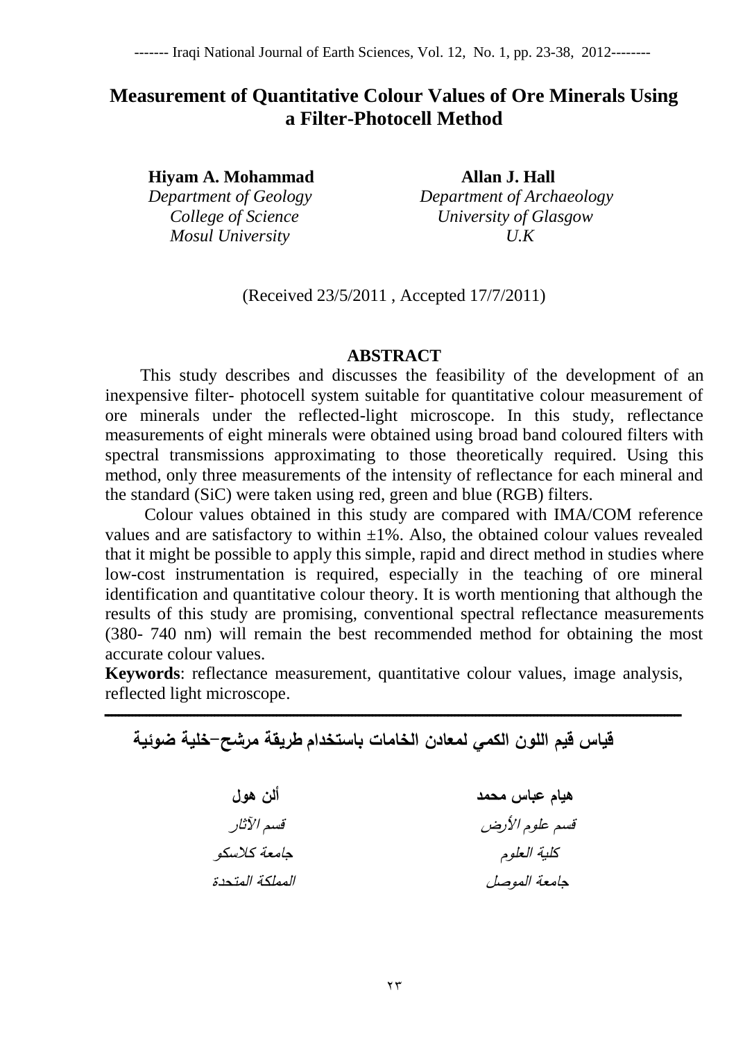# Measurement of Quantitative Colour Values of Ore Minerals Using a Filter-Photocell Method

**Hiyam A. Mohammad**
*Department of Geology*
*College of Science*
*Mosul University*

**Allan J. Hall**
*Department of Archaeology*
*University of Glasgow*
*U.K*

(Received 23/5/2011 , Accepted 17/7/2011)

## ABSTRACT

This study describes and discusses the feasibility of the development of an inexpensive filter- photocell system suitable for quantitative colour measurement of ore minerals under the reflected-light microscope. In this study, reflectance measurements of eight minerals were obtained using broad band coloured filters with spectral transmissions approximating to those theoretically required. Using this method, only three measurements of the intensity of reflectance for each mineral and the standard (SiC) were taken using red, green and blue (RGB) filters.

Colour values obtained in this study are compared with IMA/COM reference values and are satisfactory to within ±1%. Also, the obtained colour values revealed that it might be possible to apply this simple, rapid and direct method in studies where low-cost instrumentation is required, especially in the teaching of ore mineral identification and quantitative colour theory. It is worth mentioning that although the results of this study are promising, conventional spectral reflectance measurements (380- 740 nm) will remain the best recommended method for obtaining the most accurate colour values.

**Keywords**: reflectance measurement, quantitative colour values, image analysis, reflected light microscope.

---

## قياس قيم اللون الكمي لمعادن الخامات باستخدام طريقة مرشح-خلية ضوئية

**هيام عباس محمد**
*قسم علوم الأرض*
*كلية العلوم*
*جامعة الموصل*

**ألن هول**
*قسم الآثار*
*جامعة كلاسكو*
*المملكة المتحدة*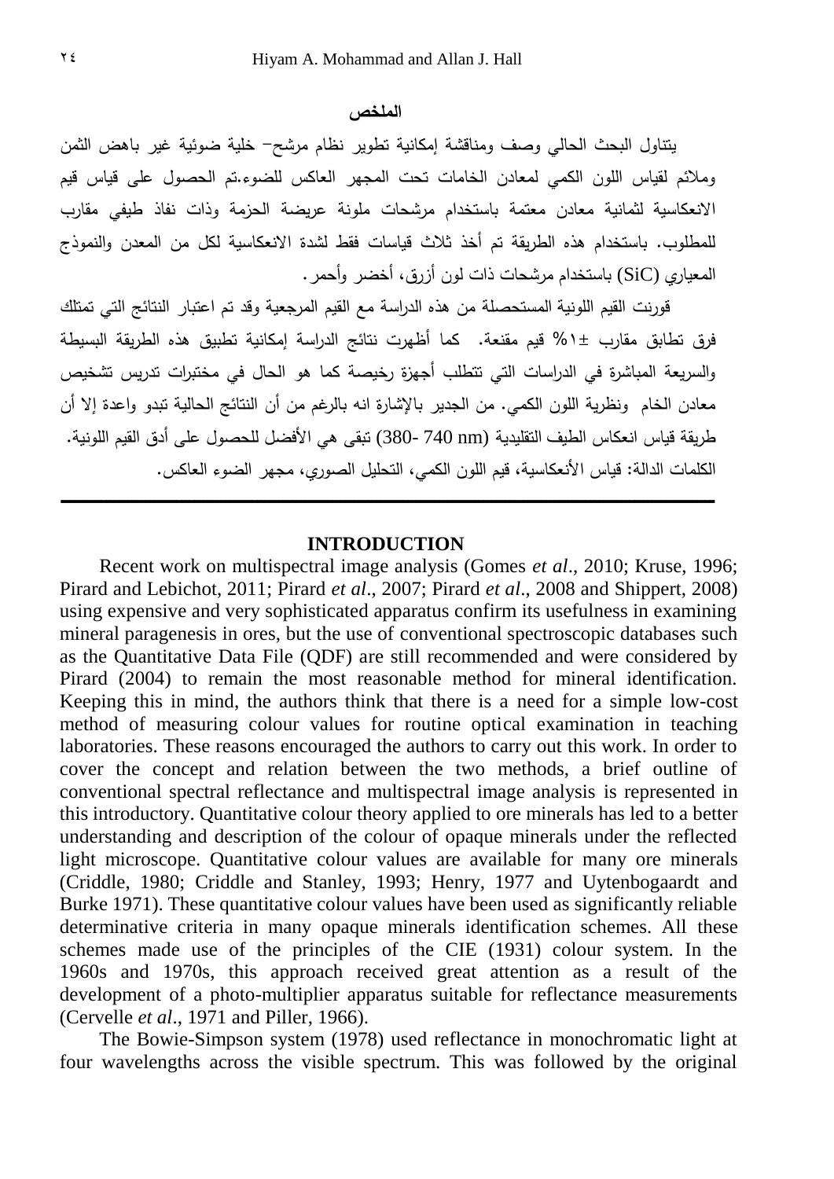**الملخص**

يتناول البحث الحالي وصف ومناقشة إمكانية تطوير نظام مرشح– خلية ضوئية غير باهض الثمن وملائم لقياس اللون الكمي لمعادن الخامات تحت المجهر العاكس للضوء.تم الحصول على قياس قيم الانعكاسية لثمانية معادن معتمة باستخدام مرشحات ملونة عريضة الحزمة وذات نفاذ طيفي مقارب للمطلوب. باستخدام هذه الطريقة تم أخذ ثلاث قياسات فقط لشدة الانعكاسية لكل من المعدن والنموذج المعياري (SiC) باستخدام مرشحات ذات لون أزرق، أخضر وأحمر.

قورنت القيم اللونية المستحصلة من هذه الدراسة مع القيم المرجعية وقد تم اعتبار النتائج التي تمتلك فرق تطابق مقارب ±١% قيم مقنعة. كما أظهرت نتائج الدراسة إمكانية تطبيق هذه الطريقة البسيطة والسريعة المباشرة في الدراسات التي تتطلب أجهزة رخيصة كما هو الحال في مختبرات تدريس تشخيص معادن الخام ونظرية اللون الكمي. من الجدير بالإشارة انه بالرغم من أن النتائج الحالية تبدو واعدة إلا أن طريقة قياس انعكاس الطيف التقليدية (380- 740 nm) تبقى هي الأفضل للحصول على أدق القيم اللونية.

الكلمات الدالة: قياس الأنعكاسية، قيم اللون الكمي، التحليل الصوري، مجهر الضوء العاكس.

---

## INTRODUCTION

Recent work on multispectral image analysis (Gomes *et al*., 2010; Kruse, 1996; Pirard and Lebichot, 2011; Pirard *et al*., 2007; Pirard *et al*., 2008 and Shippert, 2008) using expensive and very sophisticated apparatus confirm its usefulness in examining mineral paragenesis in ores, but the use of conventional spectroscopic databases such as the Quantitative Data File (QDF) are still recommended and were considered by Pirard (2004) to remain the most reasonable method for mineral identification. Keeping this in mind, the authors think that there is a need for a simple low-cost method of measuring colour values for routine optical examination in teaching laboratories. These reasons encouraged the authors to carry out this work. In order to cover the concept and relation between the two methods, a brief outline of conventional spectral reflectance and multispectral image analysis is represented in this introductory. Quantitative colour theory applied to ore minerals has led to a better understanding and description of the colour of opaque minerals under the reflected light microscope. Quantitative colour values are available for many ore minerals (Criddle, 1980; Criddle and Stanley, 1993; Henry, 1977 and Uytenbogaardt and Burke 1971). These quantitative colour values have been used as significantly reliable determinative criteria in many opaque minerals identification schemes. All these schemes made use of the principles of the CIE (1931) colour system. In the 1960s and 1970s, this approach received great attention as a result of the development of a photo-multiplier apparatus suitable for reflectance measurements (Cervelle *et al*., 1971 and Piller, 1966).

The Bowie-Simpson system (1978) used reflectance in monochromatic light at four wavelengths across the visible spectrum. This was followed by the original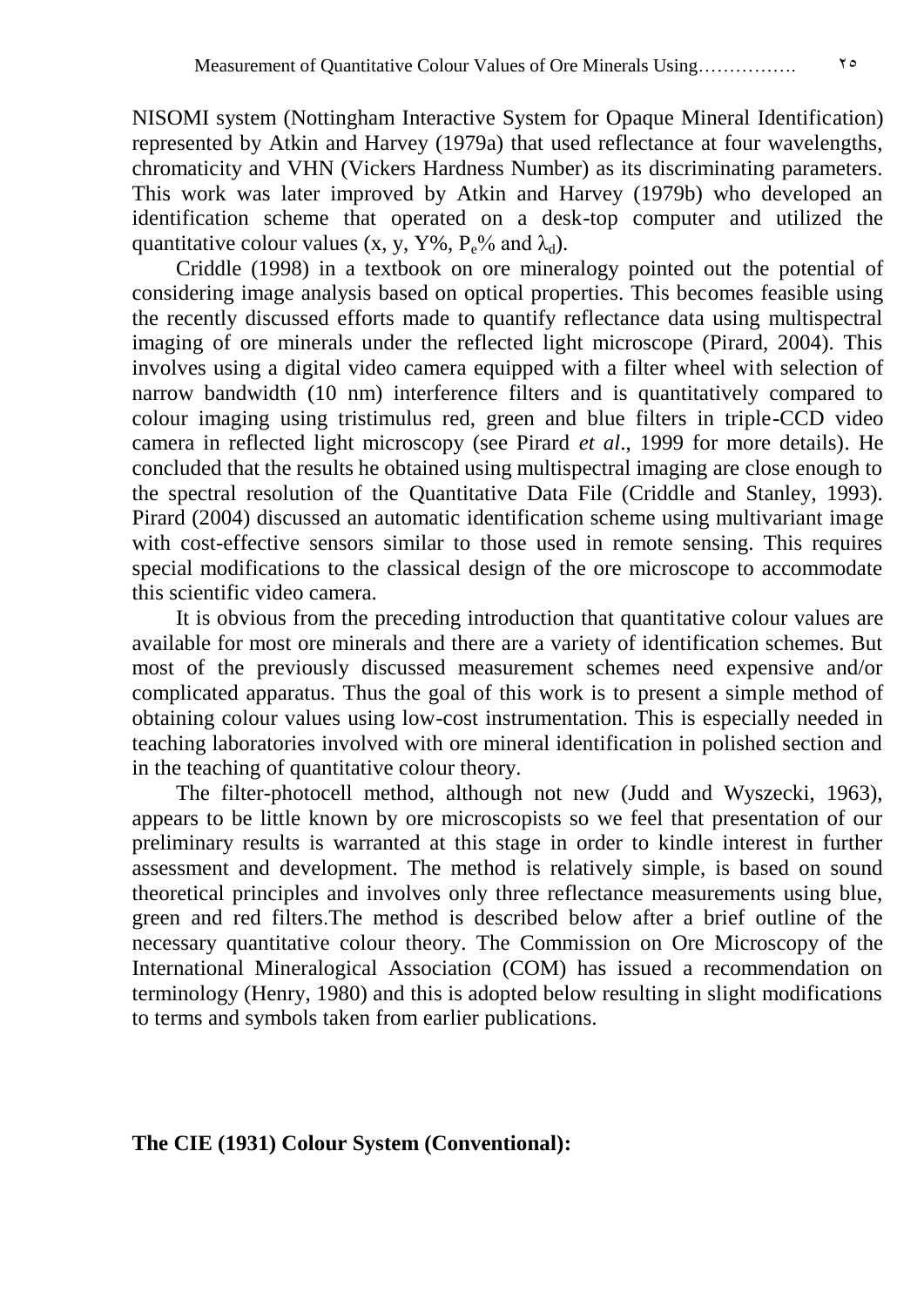NISOMI system (Nottingham Interactive System for Opaque Mineral Identification) represented by Atkin and Harvey (1979a) that used reflectance at four wavelengths, chromaticity and VHN (Vickers Hardness Number) as its discriminating parameters. This work was later improved by Atkin and Harvey (1979b) who developed an identification scheme that operated on a desk-top computer and utilized the quantitative colour values (x, y, Y%, $P_e$% and $\lambda_d$).

Criddle (1998) in a textbook on ore mineralogy pointed out the potential of considering image analysis based on optical properties. This becomes feasible using the recently discussed efforts made to quantify reflectance data using multispectral imaging of ore minerals under the reflected light microscope (Pirard, 2004). This involves using a digital video camera equipped with a filter wheel with selection of narrow bandwidth (10 nm) interference filters and is quantitatively compared to colour imaging using tristimulus red, green and blue filters in triple-CCD video camera in reflected light microscopy (see Pirard *et al*., 1999 for more details). He concluded that the results he obtained using multispectral imaging are close enough to the spectral resolution of the Quantitative Data File (Criddle and Stanley, 1993). Pirard (2004) discussed an automatic identification scheme using multivariant image with cost-effective sensors similar to those used in remote sensing. This requires special modifications to the classical design of the ore microscope to accommodate this scientific video camera.

It is obvious from the preceding introduction that quantitative colour values are available for most ore minerals and there are a variety of identification schemes. But most of the previously discussed measurement schemes need expensive and/or complicated apparatus. Thus the goal of this work is to present a simple method of obtaining colour values using low-cost instrumentation. This is especially needed in teaching laboratories involved with ore mineral identification in polished section and in the teaching of quantitative colour theory.

The filter-photocell method, although not new (Judd and Wyszecki, 1963), appears to be little known by ore microscopists so we feel that presentation of our preliminary results is warranted at this stage in order to kindle interest in further assessment and development. The method is relatively simple, is based on sound theoretical principles and involves only three reflectance measurements using blue, green and red filters.The method is described below after a brief outline of the necessary quantitative colour theory. The Commission on Ore Microscopy of the International Mineralogical Association (COM) has issued a recommendation on terminology (Henry, 1980) and this is adopted below resulting in slight modifications to terms and symbols taken from earlier publications.

**The CIE (1931) Colour System (Conventional):**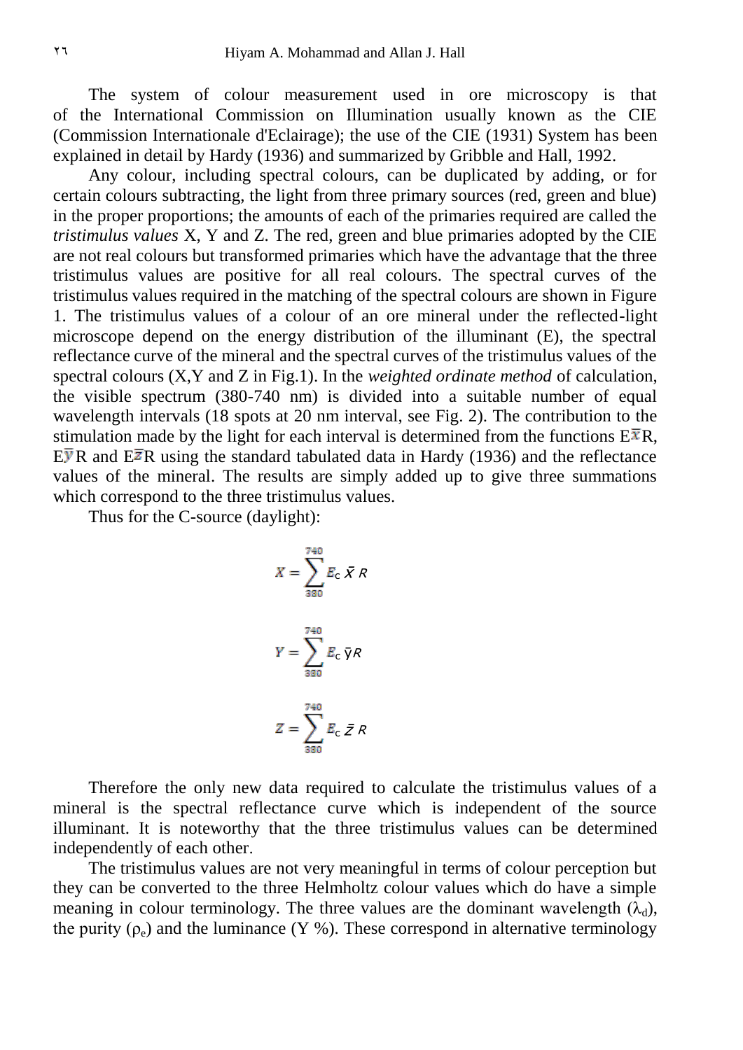The system of colour measurement used in ore microscopy is that of the International Commission on Illumination usually known as the CIE (Commission Internationale d'Eclairage); the use of the CIE (1931) System has been explained in detail by Hardy (1936) and summarized by Gribble and Hall, 1992.

Any colour, including spectral colours, can be duplicated by adding, or for certain colours subtracting, the light from three primary sources (red, green and blue) in the proper proportions; the amounts of each of the primaries required are called the *tristimulus values* X, Y and Z. The red, green and blue primaries adopted by the CIE are not real colours but transformed primaries which have the advantage that the three tristimulus values are positive for all real colours. The spectral curves of the tristimulus values required in the matching of the spectral colours are shown in Figure 1. The tristimulus values of a colour of an ore mineral under the reflected-light microscope depend on the energy distribution of the illuminant (E), the spectral reflectance curve of the mineral and the spectral curves of the tristimulus values of the spectral colours (X,Y and Z in Fig.1). In the *weighted ordinate method* of calculation, the visible spectrum (380-740 nm) is divided into a suitable number of equal wavelength intervals (18 spots at 20 nm interval, see Fig. 2). The contribution to the stimulation made by the light for each interval is determined from the functions $E\bar{x}R$, $E\bar{y}R$ and $E\bar{z}R$ using the standard tabulated data in Hardy (1936) and the reflectance values of the mineral. The results are simply added up to give three summations which correspond to the three tristimulus values.

Thus for the C-source (daylight):

$$X = \sum_{380}^{740} E_c \bar{X} R$$

$$Y = \sum_{380}^{740} E_c \bar{y} R$$

$$Z = \sum_{380}^{740} E_c \bar{Z} R$$

Therefore the only new data required to calculate the tristimulus values of a mineral is the spectral reflectance curve which is independent of the source illuminant. It is noteworthy that the three tristimulus values can be determined independently of each other.

The tristimulus values are not very meaningful in terms of colour perception but they can be converted to the three Helmholtz colour values which do have a simple meaning in colour terminology. The three values are the dominant wavelength ($\lambda_d$), the purity ($\rho_e$) and the luminance (Y %). These correspond in alternative terminology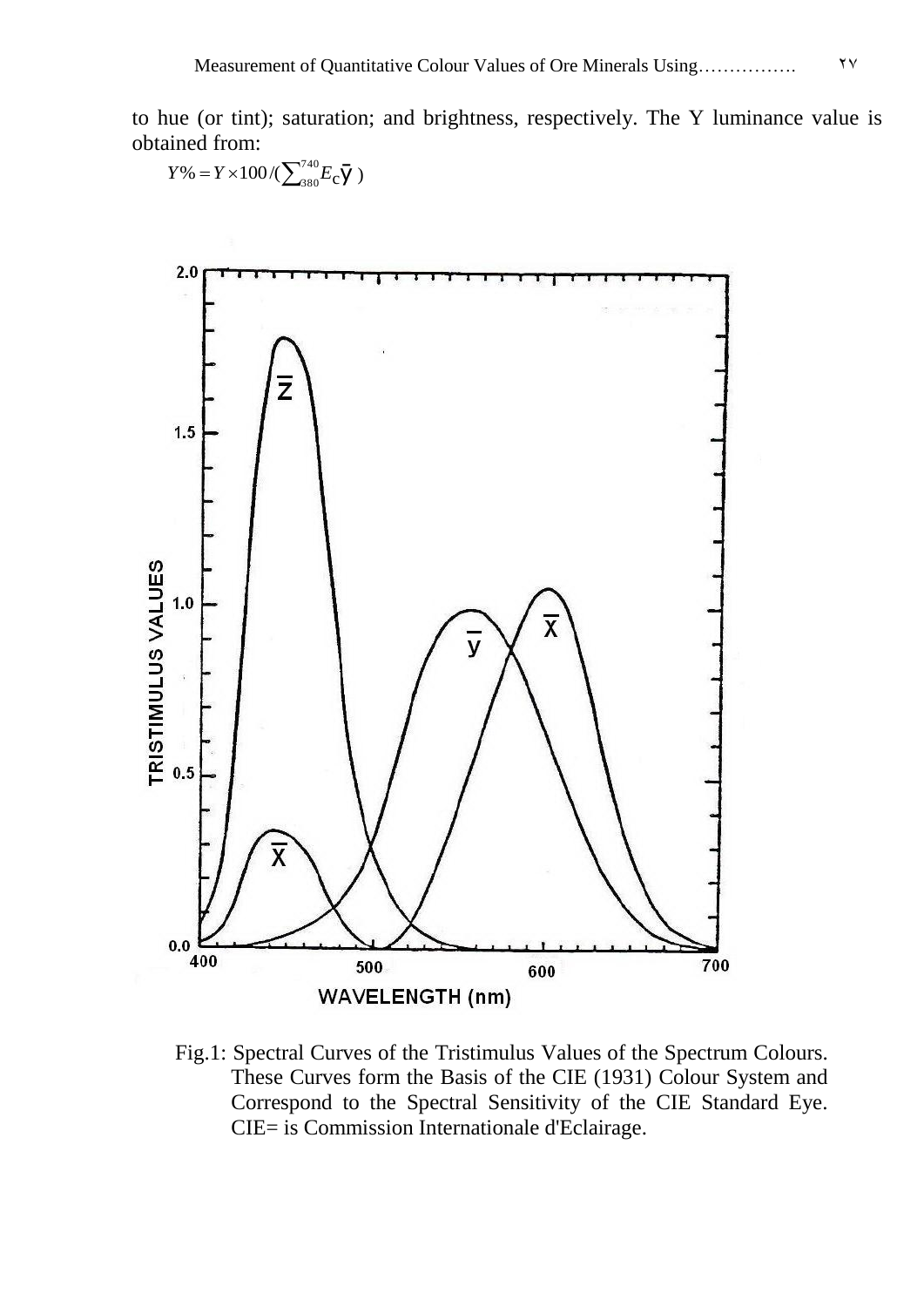to hue (or tint); saturation; and brightness, respectively. The Y luminance value is obtained from:

$$Y\% = Y \times 100 / (\sum_{380}^{740} E_c \bar{y})$$

2.0
1.5
1.0
0.5
0.0
TRISTIMULUS VALUES
$\bar{z}$
$\bar{y}$
$\bar{x}$
$\bar{x}$
400
500
600
700
WAVELENGTH (nm)

Fig.1: Spectral Curves of the Tristimulus Values of the Spectrum Colours. These Curves form the Basis of the CIE (1931) Colour System and Correspond to the Spectral Sensitivity of the CIE Standard Eye. CIE= is Commission Internationale d'Eclairage.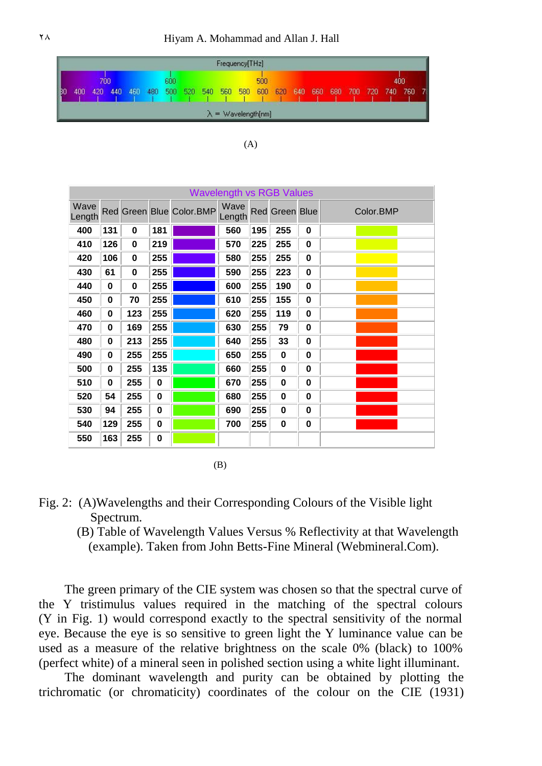Frequency[THz]

700 600 500 400

380 400 420 440 460 480 500 520 540 560 580 600 620 640 660 680 700 720 740 760 7

λ = Wavelength[nm]

(A)

| Wavelength vs RGB Values | | | | | | | | | |
|---|---|---|---|---|---|---|---|---|---|
| Wave Length | Red | Green | Blue | Color.BMP | Wave Length | Red | Green | Blue | Color.BMP |
| 400 | 131 | 0 | 181 | | 560 | 195 | 255 | 0 | |
| 410 | 126 | 0 | 219 | | 570 | 225 | 255 | 0 | |
| 420 | 106 | 0 | 255 | | 580 | 255 | 255 | 0 | |
| 430 | 61 | 0 | 255 | | 590 | 255 | 223 | 0 | |
| 440 | 0 | 0 | 255 | | 600 | 255 | 190 | 0 | |
| 450 | 0 | 70 | 255 | | 610 | 255 | 155 | 0 | |
| 460 | 0 | 123 | 255 | | 620 | 255 | 119 | 0 | |
| 470 | 0 | 169 | 255 | | 630 | 255 | 79 | 0 | |
| 480 | 0 | 213 | 255 | | 640 | 255 | 33 | 0 | |
| 490 | 0 | 255 | 255 | | 650 | 255 | 0 | 0 | |
| 500 | 0 | 255 | 135 | | 660 | 255 | 0 | 0 | |
| 510 | 0 | 255 | 0 | | 670 | 255 | 0 | 0 | |
| 520 | 54 | 255 | 0 | | 680 | 255 | 0 | 0 | |
| 530 | 94 | 255 | 0 | | 690 | 255 | 0 | 0 | |
| 540 | 129 | 255 | 0 | | 700 | 255 | 0 | 0 | |
| 550 | 163 | 255 | 0 | | | | | | |

(B)

Fig. 2: (A)Wavelengths and their Corresponding Colours of the Visible light Spectrum.
(B) Table of Wavelength Values Versus % Reflectivity at that Wavelength (example). Taken from John Betts-Fine Mineral (Webmineral.Com).

The green primary of the CIE system was chosen so that the spectral curve of the Y tristimulus values required in the matching of the spectral colours (Y in Fig. 1) would correspond exactly to the spectral sensitivity of the normal eye. Because the eye is so sensitive to green light the Y luminance value can be used as a measure of the relative brightness on the scale 0% (black) to 100% (perfect white) of a mineral seen in polished section using a white light illuminant.

The dominant wavelength and purity can be obtained by plotting the trichromatic (or chromaticity) coordinates of the colour on the CIE (1931)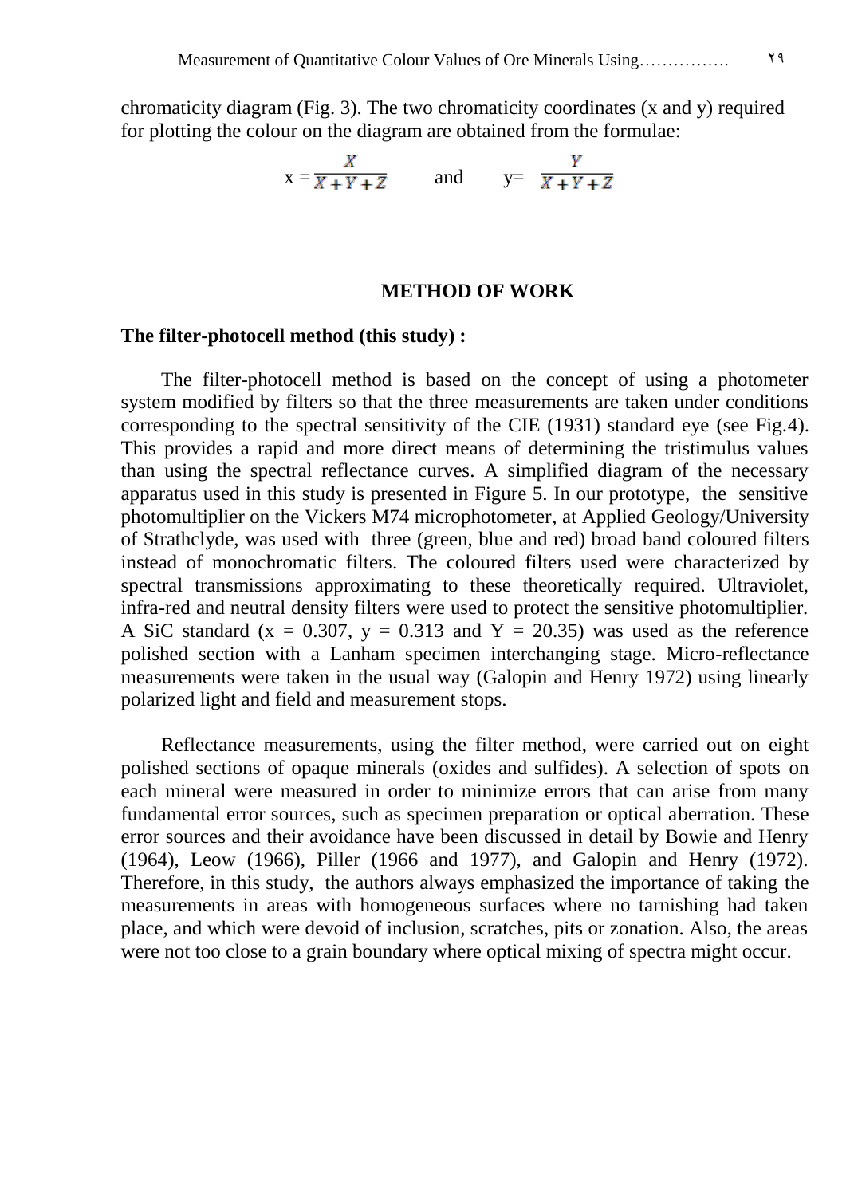chromaticity diagram (Fig. 3). The two chromaticity coordinates (x and y) required for plotting the colour on the diagram are obtained from the formulae:

$$x = \frac{X}{X+Y+Z} \qquad \text{and} \qquad y = \frac{Y}{X+Y+Z}$$

## METHOD OF WORK

### The filter-photocell method (this study) :

The filter-photocell method is based on the concept of using a photometer system modified by filters so that the three measurements are taken under conditions corresponding to the spectral sensitivity of the CIE (1931) standard eye (see Fig.4). This provides a rapid and more direct means of determining the tristimulus values than using the spectral reflectance curves. A simplified diagram of the necessary apparatus used in this study is presented in Figure 5. In our prototype, the sensitive photomultiplier on the Vickers M74 microphotometer, at Applied Geology/University of Strathclyde, was used with three (green, blue and red) broad band coloured filters instead of monochromatic filters. The coloured filters used were characterized by spectral transmissions approximating to these theoretically required. Ultraviolet, infra-red and neutral density filters were used to protect the sensitive photomultiplier. A SiC standard ($x = 0.307$, $y = 0.313$ and $Y = 20.35$) was used as the reference polished section with a Lanham specimen interchanging stage. Micro-reflectance measurements were taken in the usual way (Galopin and Henry 1972) using linearly polarized light and field and measurement stops.

Reflectance measurements, using the filter method, were carried out on eight polished sections of opaque minerals (oxides and sulfides). A selection of spots on each mineral were measured in order to minimize errors that can arise from many fundamental error sources, such as specimen preparation or optical aberration. These error sources and their avoidance have been discussed in detail by Bowie and Henry (1964), Leow (1966), Piller (1966 and 1977), and Galopin and Henry (1972). Therefore, in this study, the authors always emphasized the importance of taking the measurements in areas with homogeneous surfaces where no tarnishing had taken place, and which were devoid of inclusion, scratches, pits or zonation. Also, the areas were not too close to a grain boundary where optical mixing of spectra might occur.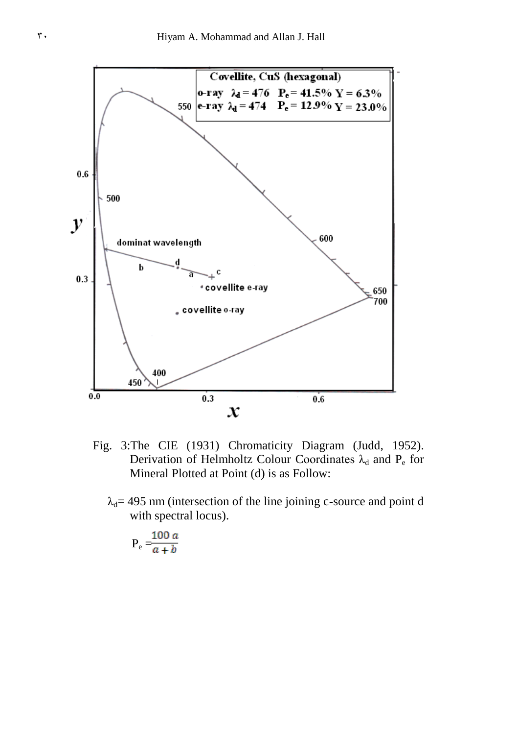Covellite, CuS (hexagonal)

o-ray $\lambda_d$ = 476 $P_e$ = 41.5% Y = 6.3%

e-ray $\lambda_d$ = 474 $P_e$ = 12.9% Y = 23.0%

550

0.6

500

y

dominat wavelength

d

b

a

c

600

0.3

covellite e-ray

covellite o-ray

650

700

400

450

0.0

0.3

0.6

x

Fig. 3:The CIE (1931) Chromaticity Diagram (Judd, 1952). Derivation of Helmholtz Colour Coordinates $\lambda_d$ and $P_e$ for Mineral Plotted at Point (d) is as Follow:

$\lambda_d$= 495 nm (intersection of the line joining c-source and point d with spectral locus).

$$P_e = \frac{100\,a}{a+b}$$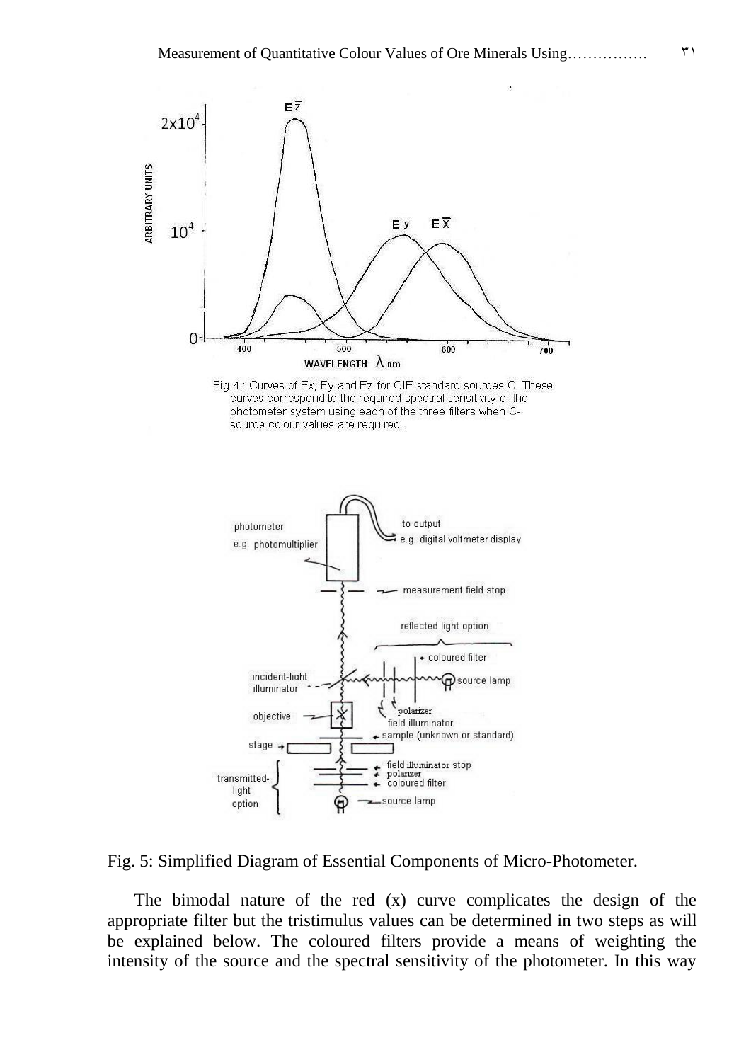E$\bar{z}$

2x10$^4$

ARBITRARY UNITS

10$^4$

E$\bar{y}$ E$\bar{x}$

0

400 500 600 700

WAVELENGTH λ nm

Fig.4 : Curves of E$\bar{x}$, E$\bar{y}$ and E$\bar{z}$ for CIE standard sources C. These curves correspond to the required spectral sensitivity of the photometer system using each of the three filters when C-source colour values are required.

photometer
e.g. photomultiplier

to output
e.g. digital voltmeter display

measurement field stop

reflected light option

coloured filter

incident-light illuminator

source lamp

objective

polarizer
field illuminator

sample (unknown or standard)

stage

transmitted-light option

field illuminator stop
polarizer
coloured filter

source lamp

Fig. 5: Simplified Diagram of Essential Components of Micro-Photometer.

The bimodal nature of the red (x) curve complicates the design of the appropriate filter but the tristimulus values can be determined in two steps as will be explained below. The coloured filters provide a means of weighting the intensity of the source and the spectral sensitivity of the photometer. In this way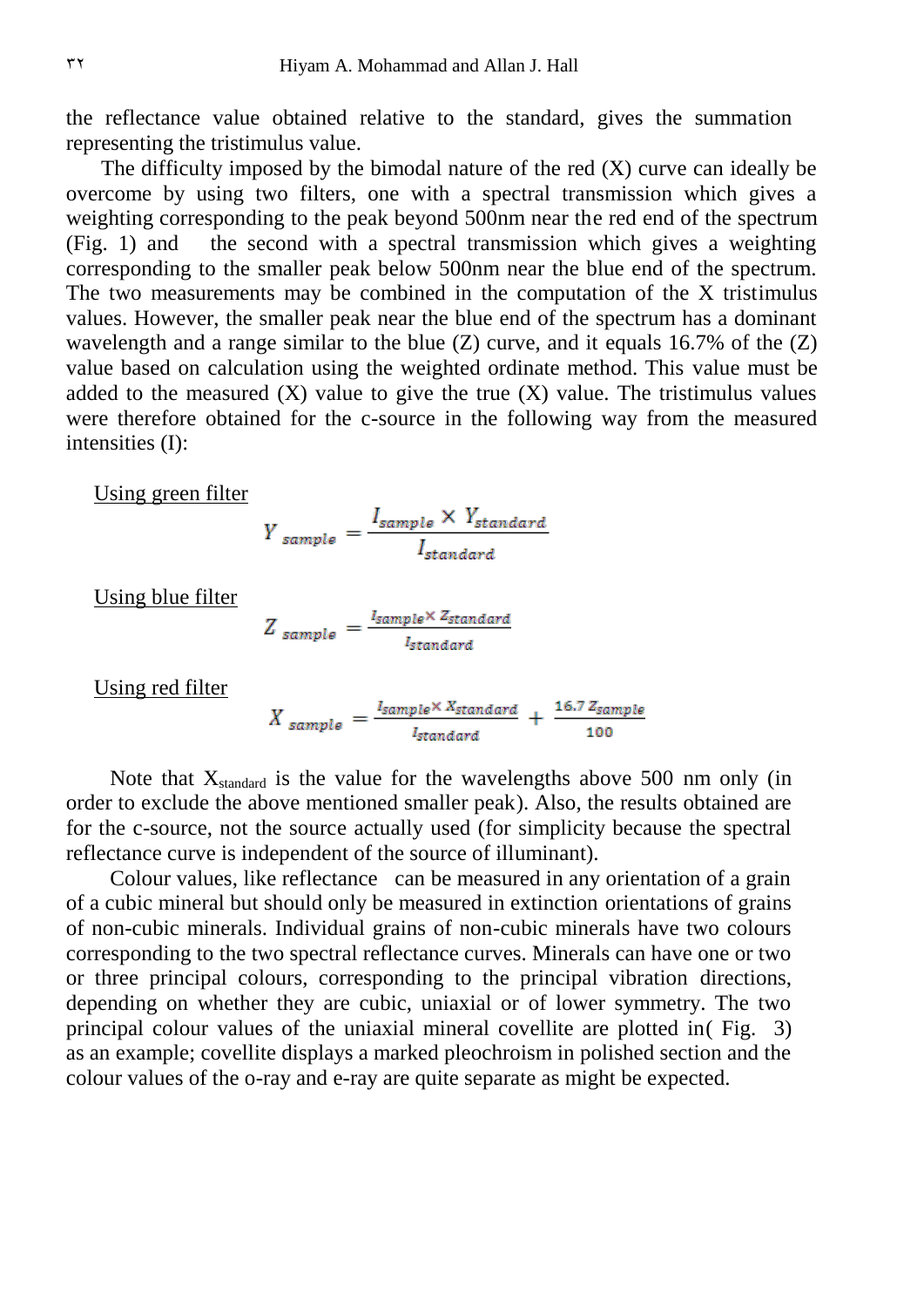the reflectance value obtained relative to the standard, gives the summation representing the tristimulus value.

The difficulty imposed by the bimodal nature of the red (X) curve can ideally be overcome by using two filters, one with a spectral transmission which gives a weighting corresponding to the peak beyond 500nm near the red end of the spectrum (Fig. 1) and the second with a spectral transmission which gives a weighting corresponding to the smaller peak below 500nm near the blue end of the spectrum. The two measurements may be combined in the computation of the X tristimulus values. However, the smaller peak near the blue end of the spectrum has a dominant wavelength and a range similar to the blue (Z) curve, and it equals 16.7% of the (Z) value based on calculation using the weighted ordinate method. This value must be added to the measured (X) value to give the true (X) value. The tristimulus values were therefore obtained for the c-source in the following way from the measured intensities (I):

<u>Using green filter</u>

$$Y_{sample} = \frac{I_{sample} \times Y_{standard}}{I_{standard}}$$

<u>Using blue filter</u>

$$Z_{sample} = \frac{I_{sample} \times Z_{standard}}{I_{standard}}$$

<u>Using red filter</u>

$$X_{sample} = \frac{I_{sample} \times X_{standard}}{I_{standard}} + \frac{16.7\, Z_{sample}}{100}$$

Note that $X_{standard}$ is the value for the wavelengths above 500 nm only (in order to exclude the above mentioned smaller peak). Also, the results obtained are for the c-source, not the source actually used (for simplicity because the spectral reflectance curve is independent of the source of illuminant).

Colour values, like reflectance can be measured in any orientation of a grain of a cubic mineral but should only be measured in extinction orientations of grains of non-cubic minerals. Individual grains of non-cubic minerals have two colours corresponding to the two spectral reflectance curves. Minerals can have one or two or three principal colours, corresponding to the principal vibration directions, depending on whether they are cubic, uniaxial or of lower symmetry. The two principal colour values of the uniaxial mineral covellite are plotted in( Fig. 3) as an example; covellite displays a marked pleochroism in polished section and the colour values of the o-ray and e-ray are quite separate as might be expected.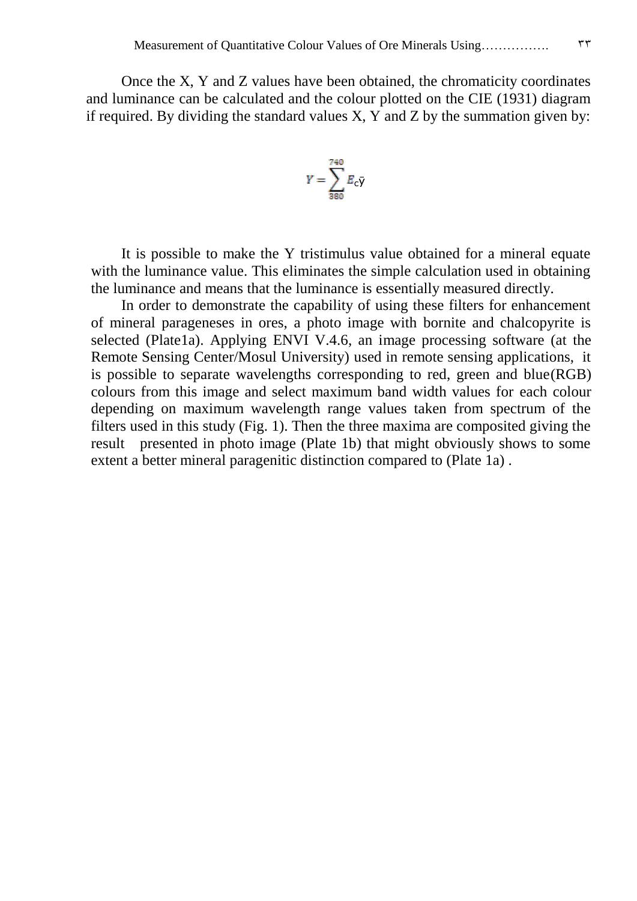Once the X, Y and Z values have been obtained, the chromaticity coordinates and luminance can be calculated and the colour plotted on the CIE (1931) diagram if required. By dividing the standard values X, Y and Z by the summation given by:

$$Y = \sum_{380}^{740} E_c \bar{y}$$

It is possible to make the Y tristimulus value obtained for a mineral equate with the luminance value. This eliminates the simple calculation used in obtaining the luminance and means that the luminance is essentially measured directly.

In order to demonstrate the capability of using these filters for enhancement of mineral parageneses in ores, a photo image with bornite and chalcopyrite is selected (Plate1a). Applying ENVI V.4.6, an image processing software (at the Remote Sensing Center/Mosul University) used in remote sensing applications, it is possible to separate wavelengths corresponding to red, green and blue(RGB) colours from this image and select maximum band width values for each colour depending on maximum wavelength range values taken from spectrum of the filters used in this study (Fig. 1). Then the three maxima are composited giving the result presented in photo image (Plate 1b) that might obviously shows to some extent a better mineral paragenitic distinction compared to (Plate 1a) .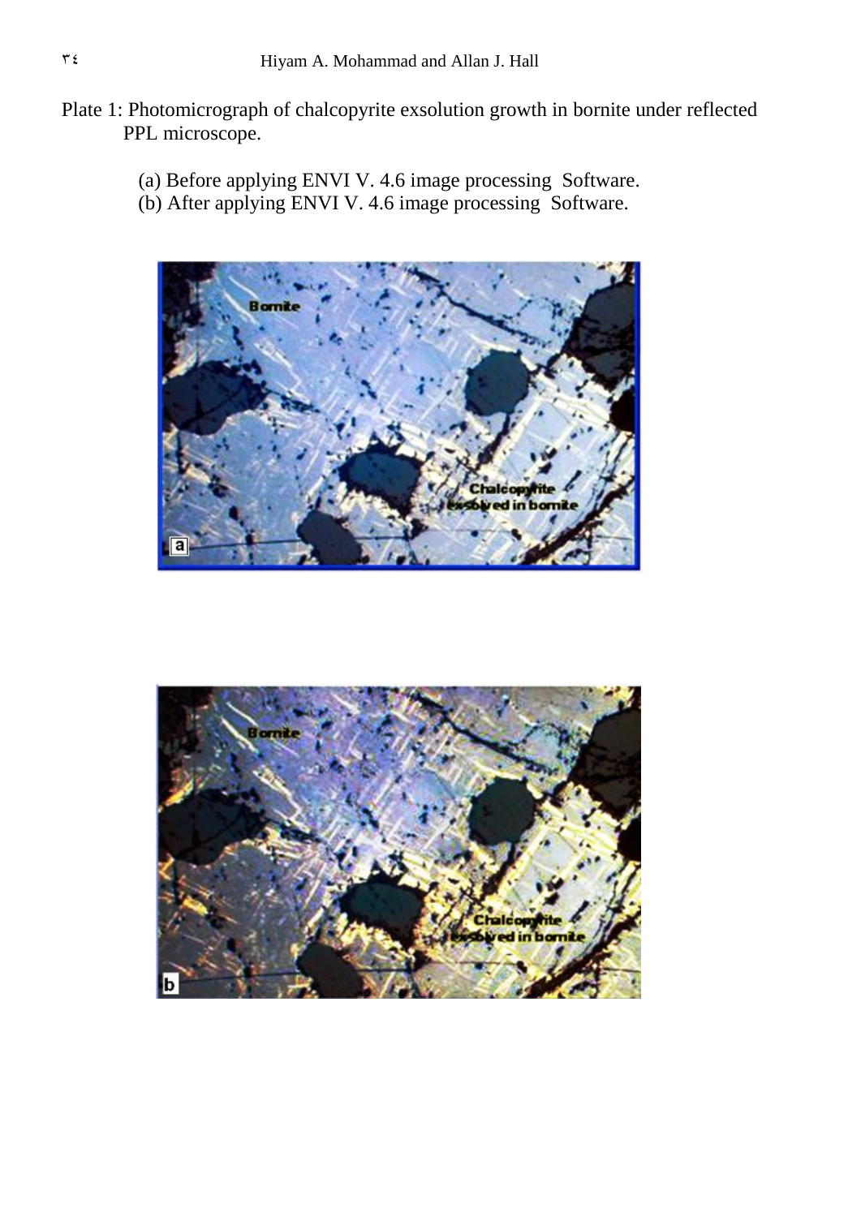Plate 1: Photomicrograph of chalcopyrite exsolution growth in bornite under reflected PPL microscope.

(a) Before applying ENVI V. 4.6 image processing Software.
(b) After applying ENVI V. 4.6 image processing Software.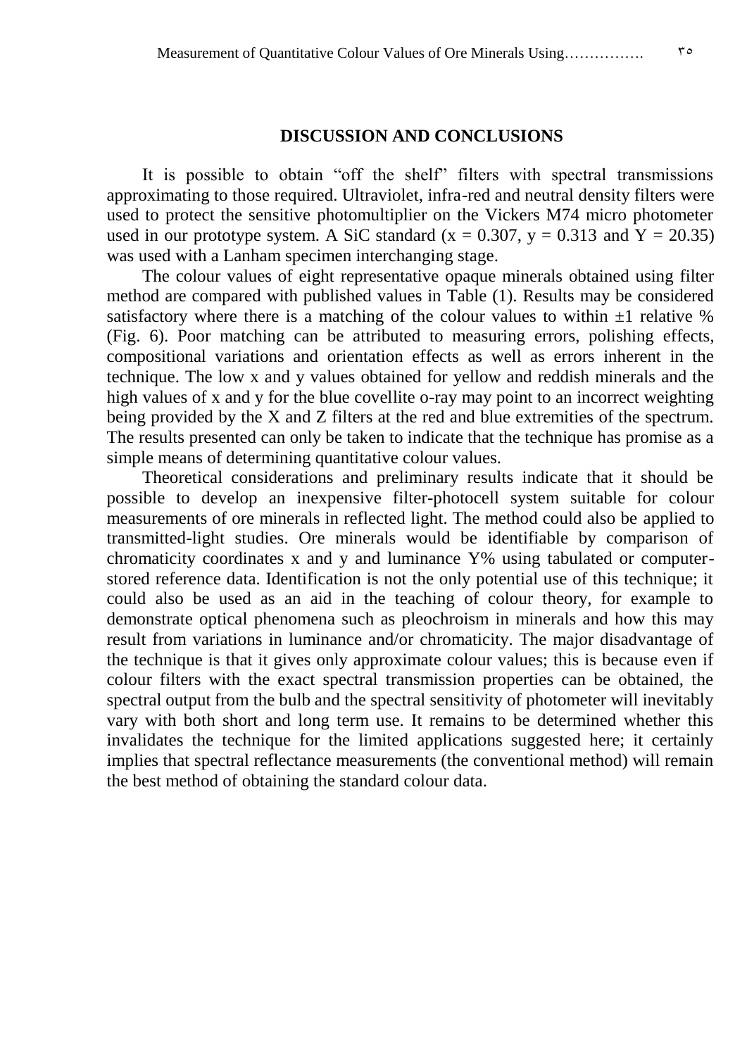## DISCUSSION AND CONCLUSIONS

It is possible to obtain "off the shelf" filters with spectral transmissions approximating to those required. Ultraviolet, infra-red and neutral density filters were used to protect the sensitive photomultiplier on the Vickers M74 micro photometer used in our prototype system. A SiC standard ($x = 0.307$, $y = 0.313$ and $Y = 20.35$) was used with a Lanham specimen interchanging stage.

The colour values of eight representative opaque minerals obtained using filter method are compared with published values in Table (1). Results may be considered satisfactory where there is a matching of the colour values to within $\pm 1$ relative % (Fig. 6). Poor matching can be attributed to measuring errors, polishing effects, compositional variations and orientation effects as well as errors inherent in the technique. The low x and y values obtained for yellow and reddish minerals and the high values of x and y for the blue covellite o-ray may point to an incorrect weighting being provided by the X and Z filters at the red and blue extremities of the spectrum. The results presented can only be taken to indicate that the technique has promise as a simple means of determining quantitative colour values.

Theoretical considerations and preliminary results indicate that it should be possible to develop an inexpensive filter-photocell system suitable for colour measurements of ore minerals in reflected light. The method could also be applied to transmitted-light studies. Ore minerals would be identifiable by comparison of chromaticity coordinates x and y and luminance Y% using tabulated or computer-stored reference data. Identification is not the only potential use of this technique; it could also be used as an aid in the teaching of colour theory, for example to demonstrate optical phenomena such as pleochroism in minerals and how this may result from variations in luminance and/or chromaticity. The major disadvantage of the technique is that it gives only approximate colour values; this is because even if colour filters with the exact spectral transmission properties can be obtained, the spectral output from the bulb and the spectral sensitivity of photometer will inevitably vary with both short and long term use. It remains to be determined whether this invalidates the technique for the limited applications suggested here; it certainly implies that spectral reflectance measurements (the conventional method) will remain the best method of obtaining the standard colour data.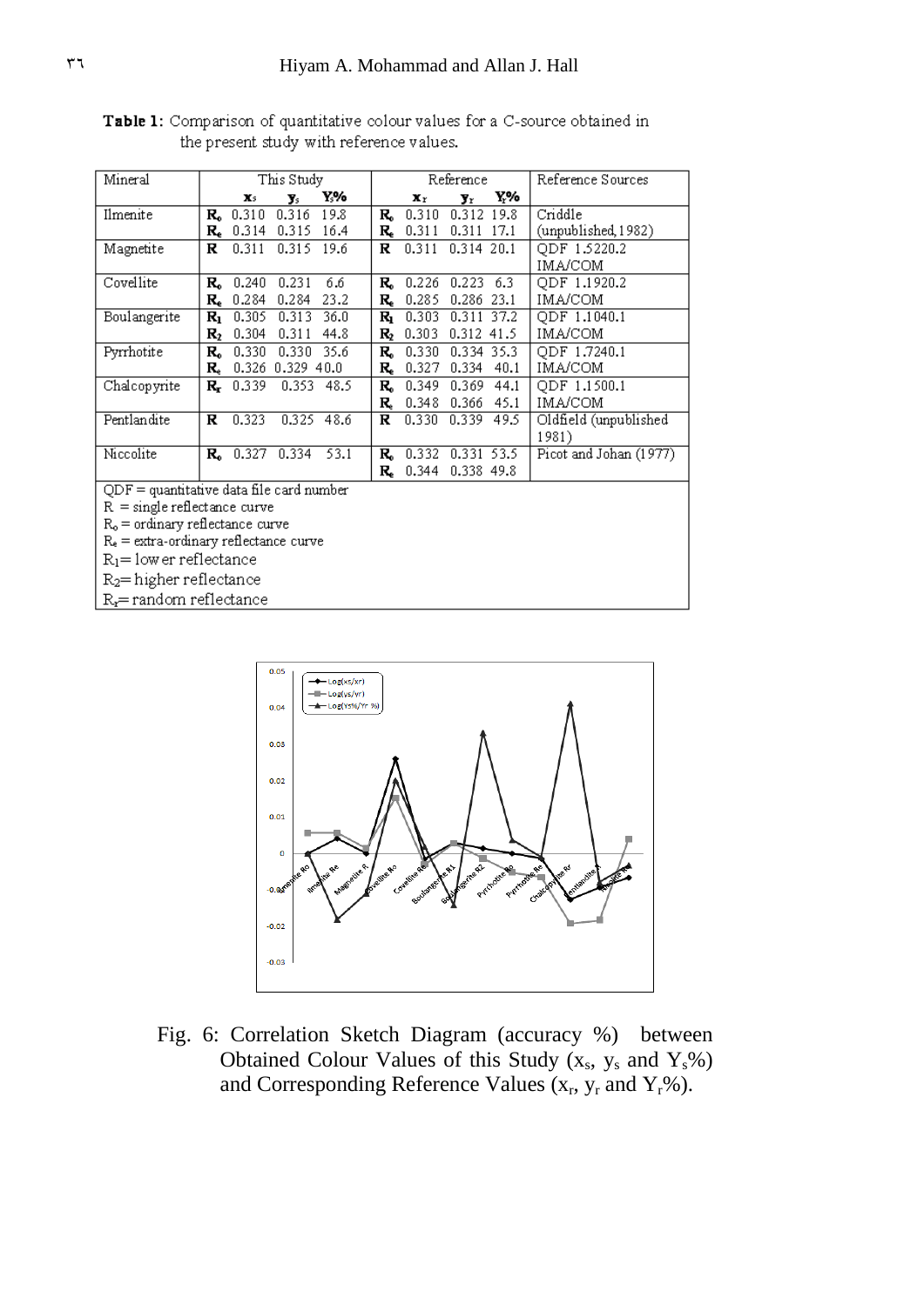**Table 1:** Comparison of quantitative colour values for a C-source obtained in the present study with reference values.

| Mineral | This Study | | | | Reference | | | | Reference Sources |
|---|---|---|---|---|---|---|---|---|---|
| | | $x_s$ | $y_s$ | $Y_s$% | | $x_r$ | $y_r$ | $Y_r$% | |
| Ilmenite | $R_o$ | 0.310 | 0.316 | 19.8 | $R_o$ | 0.310 | 0.312 | 19.8 | Criddle (unpublished, 1982) |
| | $R_e$ | 0.314 | 0.315 | 16.4 | $R_e$ | 0.311 | 0.311 | 17.1 | |
| Magnetite | R | 0.311 | 0.315 | 19.6 | R | 0.311 | 0.314 | 20.1 | QDF 1.5220.2 IMA/COM |
| Covellite | $R_o$ | 0.240 | 0.231 | 6.6 | $R_o$ | 0.226 | 0.223 | 6.3 | QDF 1.1920.2 IMA/COM |
| | $R_e$ | 0.284 | 0.284 | 23.2 | $R_e$ | 0.285 | 0.286 | 23.1 | |
| Boulangerite | $R_1$ | 0.305 | 0.313 | 36.0 | $R_1$ | 0.303 | 0.311 | 37.2 | QDF 1.1040.1 IMA/COM |
| | $R_2$ | 0.304 | 0.311 | 44.8 | $R_2$ | 0.303 | 0.312 | 41.5 | |
| Pyrrhotite | $R_o$ | 0.330 | 0.330 | 35.6 | $R_o$ | 0.330 | 0.334 | 35.3 | QDF 1.7240.1 IMA/COM |
| | $R_e$ | 0.326 | 0.329 | 40.0 | $R_e$ | 0.327 | 0.334 | 40.1 | |
| Chalcopyrite | $R_r$ | 0.339 | 0.353 | 48.5 | $R_o$ | 0.349 | 0.369 | 44.1 | QDF 1.1500.1 IMA/COM |
| | | | | | $R_e$ | 0.348 | 0.366 | 45.1 | |
| Pentlandite | R | 0.323 | 0.325 | 48.6 | R | 0.330 | 0.339 | 49.5 | Oldfield (unpublished 1981) |
| Niccolite | $R_o$ | 0.327 | 0.334 | 53.1 | $R_o$ | 0.332 | 0.331 | 53.5 | Picot and Johan (1977) |
| | | | | | $R_e$ | 0.344 | 0.338 | 49.8 | |

QDF = quantitative data file card number
R = single reflectance curve
$R_o$ = ordinary reflectance curve
$R_e$ = extra-ordinary reflectance curve
$R_1$ = lower reflectance
$R_2$ = higher reflectance
$R_r$ = random reflectance

Log(xs/xr)
Log(ys/yr)
Log(Ys%/Yr %)
0.05
0.04
0.03
0.02
0.01
0
-0.01
-0.02
-0.03
Ilmenite Ro
Ilmenite Re
Magnetite R
Covellite Ro
Covellite Re
Boulangerite R1
Boulangerite R2
Pyrrhotite Ro
Pyrrhotite Re
Chalcopyrite Rr
Pentlandite R
Niccolite Ro

Fig. 6: Correlation Sketch Diagram (accuracy %) between Obtained Colour Values of this Study ($x_s$, $y_s$ and $Y_s$%) and Corresponding Reference Values ($x_r$, $y_r$ and $Y_r$%).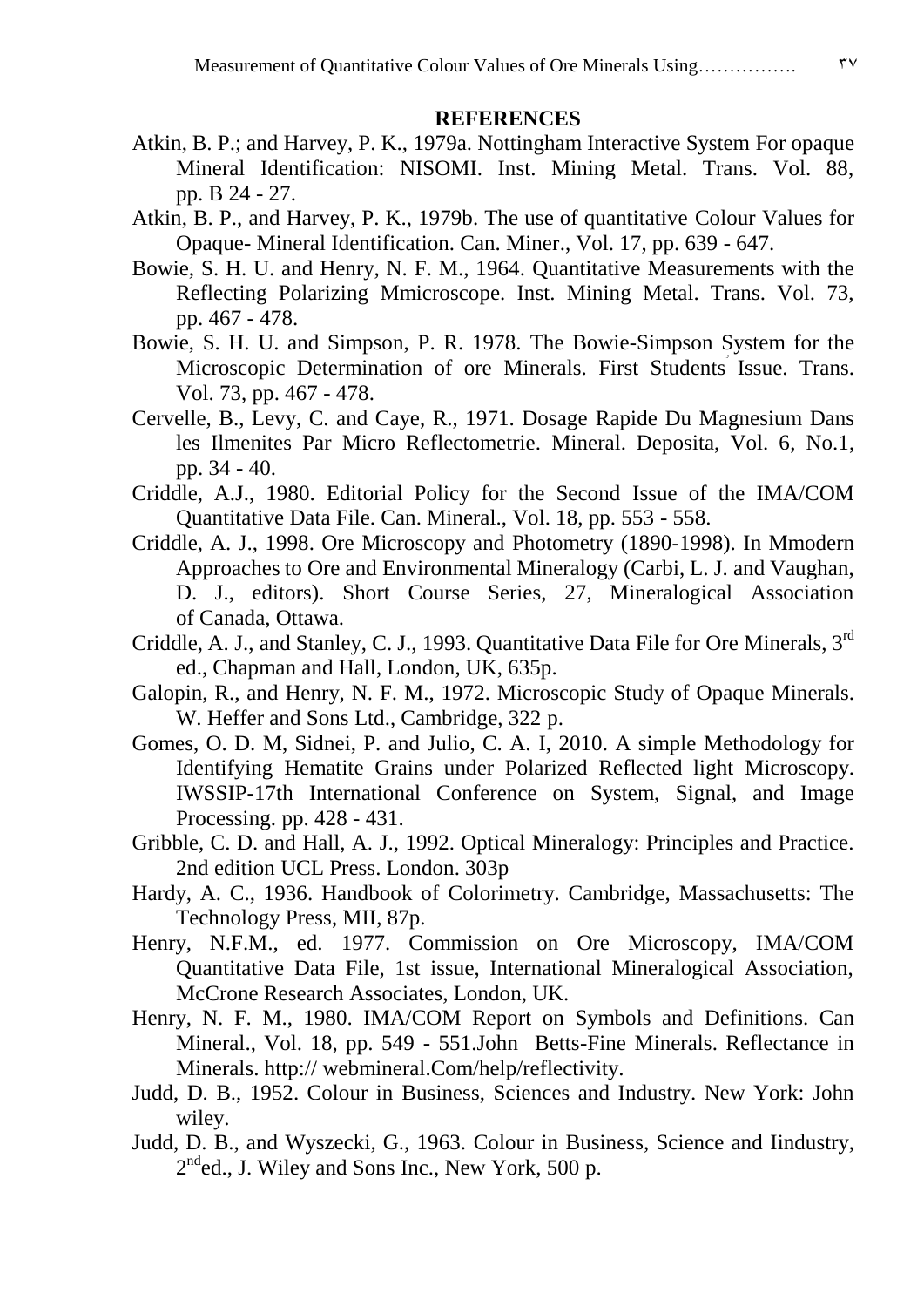## REFERENCES

Atkin, B. P.; and Harvey, P. K., 1979a. Nottingham Interactive System For opaque Mineral Identification: NISOMI. Inst. Mining Metal. Trans. Vol. 88, pp. B 24 - 27.

Atkin, B. P., and Harvey, P. K., 1979b. The use of quantitative Colour Values for Opaque- Mineral Identification. Can. Miner., Vol. 17, pp. 639 - 647.

Bowie, S. H. U. and Henry, N. F. M., 1964. Quantitative Measurements with the Reflecting Polarizing Mmicroscope. Inst. Mining Metal. Trans. Vol. 73, pp. 467 - 478.

Bowie, S. H. U. and Simpson, P. R. 1978. The Bowie-Simpson System for the Microscopic Determination of ore Minerals. First Students Issue. Trans. Vol. 73, pp. 467 - 478.

Cervelle, B., Levy, C. and Caye, R., 1971. Dosage Rapide Du Magnesium Dans les Ilmenites Par Micro Reflectometrie. Mineral. Deposita, Vol. 6, No.1, pp. 34 - 40.

Criddle, A.J., 1980. Editorial Policy for the Second Issue of the IMA/COM Quantitative Data File. Can. Mineral., Vol. 18, pp. 553 - 558.

Criddle, A. J., 1998. Ore Microscopy and Photometry (1890-1998). In Mmodern Approaches to Ore and Environmental Mineralogy (Carbi, L. J. and Vaughan, D. J., editors). Short Course Series, 27, Mineralogical Association of Canada, Ottawa.

Criddle, A. J., and Stanley, C. J., 1993. Quantitative Data File for Ore Minerals, 3rd ed., Chapman and Hall, London, UK, 635p.

Galopin, R., and Henry, N. F. M., 1972. Microscopic Study of Opaque Minerals. W. Heffer and Sons Ltd., Cambridge, 322 p.

Gomes, O. D. M, Sidnei, P. and Julio, C. A. I, 2010. A simple Methodology for Identifying Hematite Grains under Polarized Reflected light Microscopy. IWSSIP-17th International Conference on System, Signal, and Image Processing. pp. 428 - 431.

Gribble, C. D. and Hall, A. J., 1992. Optical Mineralogy: Principles and Practice. 2nd edition UCL Press. London. 303p

Hardy, A. C., 1936. Handbook of Colorimetry. Cambridge, Massachusetts: The Technology Press, MII, 87p.

Henry, N.F.M., ed. 1977. Commission on Ore Microscopy, IMA/COM Quantitative Data File, 1st issue, International Mineralogical Association, McCrone Research Associates, London, UK.

Henry, N. F. M., 1980. IMA/COM Report on Symbols and Definitions. Can Mineral., Vol. 18, pp. 549 - 551.John Betts-Fine Minerals. Reflectance in Minerals. http:// webmineral.Com/help/reflectivity.

Judd, D. B., 1952. Colour in Business, Sciences and Industry. New York: John wiley.

Judd, D. B., and Wyszecki, G., 1963. Colour in Business, Science and Iindustry, 2nd ed., J. Wiley and Sons Inc., New York, 500 p.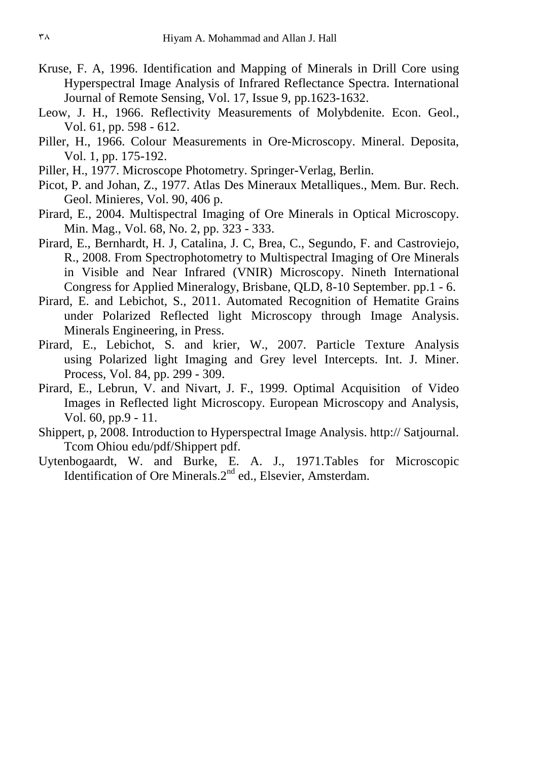Kruse, F. A, 1996. Identification and Mapping of Minerals in Drill Core using Hyperspectral Image Analysis of Infrared Reflectance Spectra. International Journal of Remote Sensing, Vol. 17, Issue 9, pp.1623-1632.

Leow, J. H., 1966. Reflectivity Measurements of Molybdenite. Econ. Geol., Vol. 61, pp. 598 - 612.

Piller, H., 1966. Colour Measurements in Ore-Microscopy. Mineral. Deposita, Vol. 1, pp. 175-192.

Piller, H., 1977. Microscope Photometry. Springer-Verlag, Berlin.

Picot, P. and Johan, Z., 1977. Atlas Des Mineraux Metalliques., Mem. Bur. Rech. Geol. Minieres, Vol. 90, 406 p.

Pirard, E., 2004. Multispectral Imaging of Ore Minerals in Optical Microscopy. Min. Mag., Vol. 68, No. 2, pp. 323 - 333.

Pirard, E., Bernhardt, H. J, Catalina, J. C, Brea, C., Segundo, F. and Castroviejo, R., 2008. From Spectrophotometry to Multispectral Imaging of Ore Minerals in Visible and Near Infrared (VNIR) Microscopy. Nineth International Congress for Applied Mineralogy, Brisbane, QLD, 8-10 September. pp.1 - 6.

Pirard, E. and Lebichot, S., 2011. Automated Recognition of Hematite Grains under Polarized Reflected light Microscopy through Image Analysis. Minerals Engineering, in Press.

Pirard, E., Lebichot, S. and krier, W., 2007. Particle Texture Analysis using Polarized light Imaging and Grey level Intercepts. Int. J. Miner. Process, Vol. 84, pp. 299 - 309.

Pirard, E., Lebrun, V. and Nivart, J. F., 1999. Optimal Acquisition of Video Images in Reflected light Microscopy. European Microscopy and Analysis, Vol. 60, pp.9 - 11.

Shippert, p, 2008. Introduction to Hyperspectral Image Analysis. http:// Satjournal. Tcom Ohiou edu/pdf/Shippert pdf.

Uytenbogaardt, W. and Burke, E. A. J., 1971.Tables for Microscopic Identification of Ore Minerals.2nd ed., Elsevier, Amsterdam.